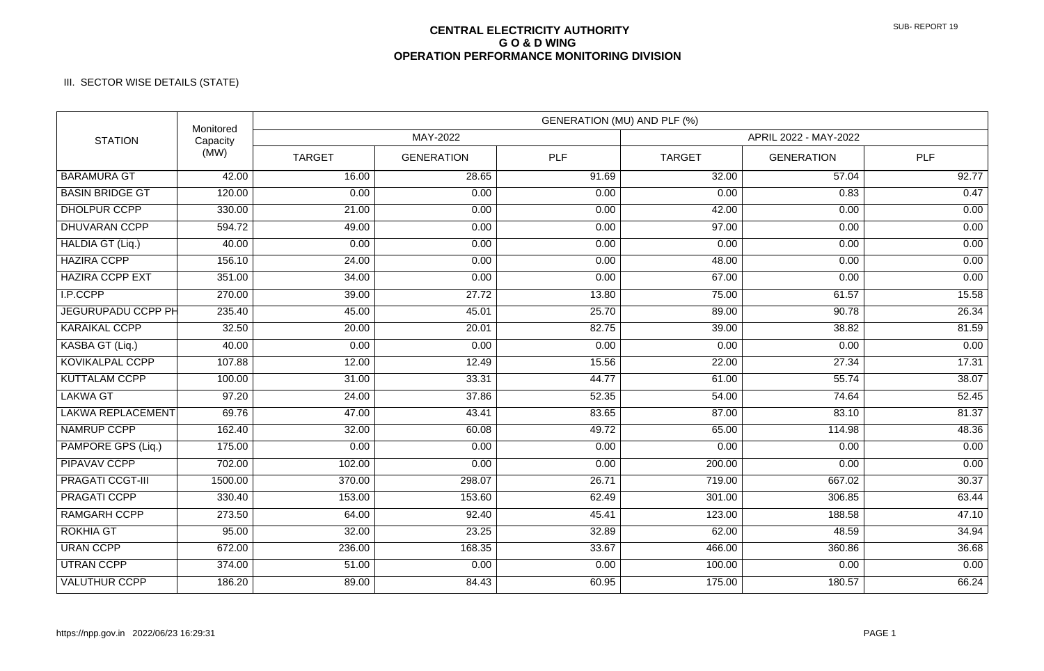**CENTRAL ELECTRICITY AUTHORITY**
**G O & D WING**
**OPERATION PERFORMANCE MONITORING DIVISION**

SUB- REPORT 19

III. SECTOR WISE DETAILS (STATE)

| STATION | Monitored Capacity (MW) | GENERATION (MU) AND PLF (%) | | | | | |
|---|---|---|---|---|---|---|---|
| | | MAY-2022 | | | APRIL 2022 - MAY-2022 | | |
| | | TARGET | GENERATION | PLF | TARGET | GENERATION | PLF |
| BARAMURA GT | 42.00 | 16.00 | 28.65 | 91.69 | 32.00 | 57.04 | 92.77 |
| BASIN BRIDGE GT | 120.00 | 0.00 | 0.00 | 0.00 | 0.00 | 0.83 | 0.47 |
| DHOLPUR CCPP | 330.00 | 21.00 | 0.00 | 0.00 | 42.00 | 0.00 | 0.00 |
| DHUVARAN CCPP | 594.72 | 49.00 | 0.00 | 0.00 | 97.00 | 0.00 | 0.00 |
| HALDIA GT (Liq.) | 40.00 | 0.00 | 0.00 | 0.00 | 0.00 | 0.00 | 0.00 |
| HAZIRA CCPP | 156.10 | 24.00 | 0.00 | 0.00 | 48.00 | 0.00 | 0.00 |
| HAZIRA CCPP EXT | 351.00 | 34.00 | 0.00 | 0.00 | 67.00 | 0.00 | 0.00 |
| I.P.CCPP | 270.00 | 39.00 | 27.72 | 13.80 | 75.00 | 61.57 | 15.58 |
| JEGURUPADU CCPP PH | 235.40 | 45.00 | 45.01 | 25.70 | 89.00 | 90.78 | 26.34 |
| KARAIKAL CCPP | 32.50 | 20.00 | 20.01 | 82.75 | 39.00 | 38.82 | 81.59 |
| KASBA GT (Liq.) | 40.00 | 0.00 | 0.00 | 0.00 | 0.00 | 0.00 | 0.00 |
| KOVIKALPAL CCPP | 107.88 | 12.00 | 12.49 | 15.56 | 22.00 | 27.34 | 17.31 |
| KUTTALAM CCPP | 100.00 | 31.00 | 33.31 | 44.77 | 61.00 | 55.74 | 38.07 |
| LAKWA GT | 97.20 | 24.00 | 37.86 | 52.35 | 54.00 | 74.64 | 52.45 |
| LAKWA REPLACEMENT | 69.76 | 47.00 | 43.41 | 83.65 | 87.00 | 83.10 | 81.37 |
| NAMRUP CCPP | 162.40 | 32.00 | 60.08 | 49.72 | 65.00 | 114.98 | 48.36 |
| PAMPORE GPS (Liq.) | 175.00 | 0.00 | 0.00 | 0.00 | 0.00 | 0.00 | 0.00 |
| PIPAVAV CCPP | 702.00 | 102.00 | 0.00 | 0.00 | 200.00 | 0.00 | 0.00 |
| PRAGATI CCGT-III | 1500.00 | 370.00 | 298.07 | 26.71 | 719.00 | 667.02 | 30.37 |
| PRAGATI CCPP | 330.40 | 153.00 | 153.60 | 62.49 | 301.00 | 306.85 | 63.44 |
| RAMGARH CCPP | 273.50 | 64.00 | 92.40 | 45.41 | 123.00 | 188.58 | 47.10 |
| ROKHIA GT | 95.00 | 32.00 | 23.25 | 32.89 | 62.00 | 48.59 | 34.94 |
| URAN CCPP | 672.00 | 236.00 | 168.35 | 33.67 | 466.00 | 360.86 | 36.68 |
| UTRAN CCPP | 374.00 | 51.00 | 0.00 | 0.00 | 100.00 | 0.00 | 0.00 |
| VALUTHUR CCPP | 186.20 | 89.00 | 84.43 | 60.95 | 175.00 | 180.57 | 66.24 |

https://npp.gov.in 2022/06/23 16:29:31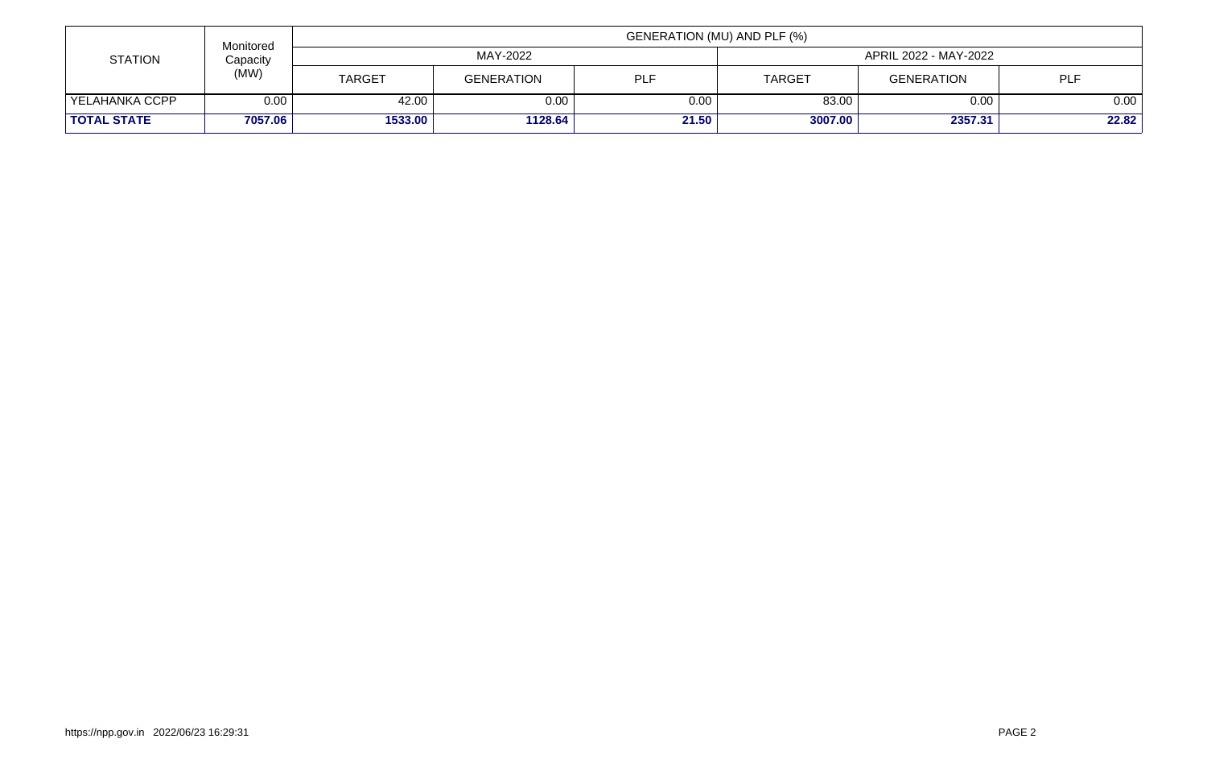| STATION | Monitored Capacity (MW) | GENERATION (MU) AND PLF (%) | | | | | |
|---|---|---|---|---|---|---|---|
| | | MAY-2022 | | | APRIL 2022 - MAY-2022 | | |
| | | TARGET | GENERATION | PLF | TARGET | GENERATION | PLF |
| YELAHANKA CCPP | 0.00 | 42.00 | 0.00 | 0.00 | 83.00 | 0.00 | 0.00 |
| **TOTAL STATE** | **7057.06** | **1533.00** | **1128.64** | **21.50** | **3007.00** | **2357.31** | **22.82** |

https://npp.gov.in 2022/06/23 16:29:31